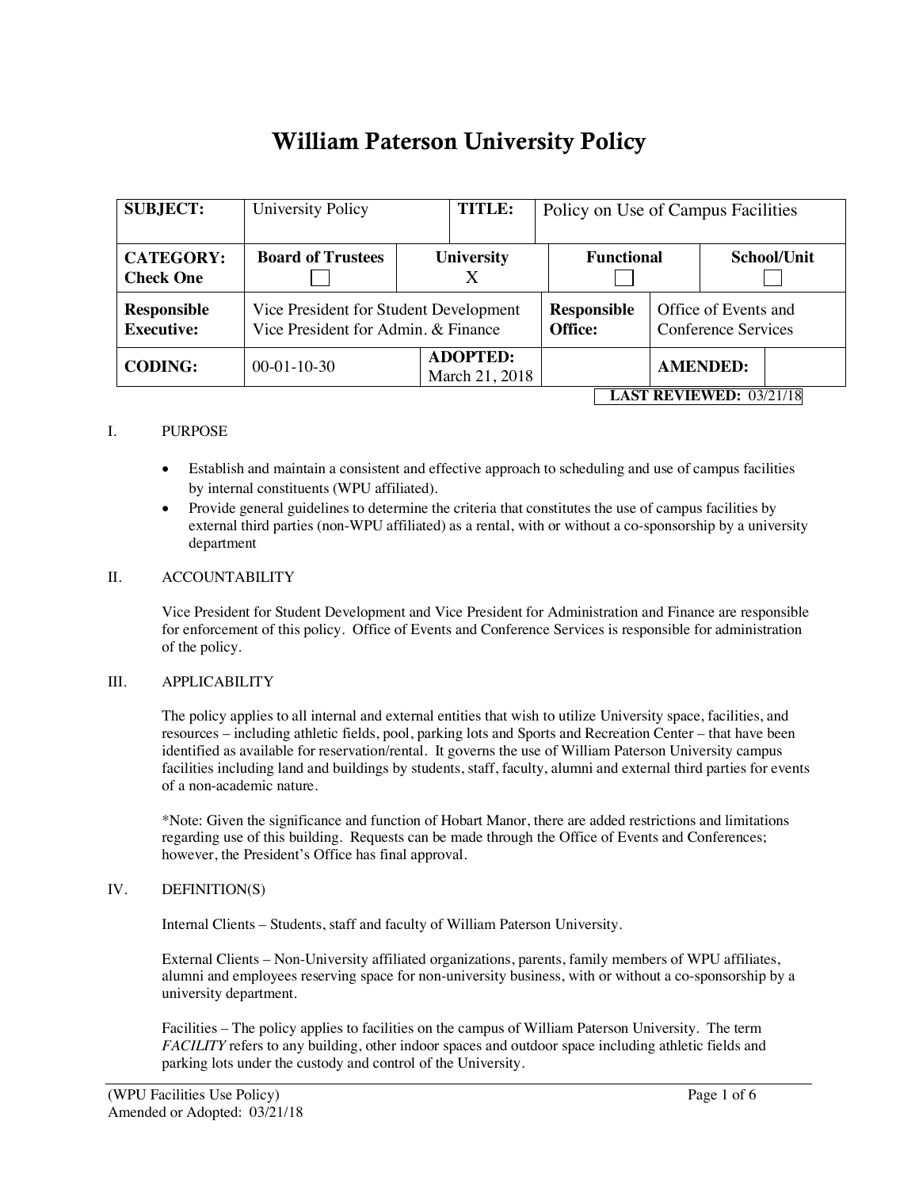# William Paterson University Policy

| SUBJECT: | University Policy | | TITLE: | Policy on Use of Campus Facilities | |
|---|---|---|---|---|---|
| **CATEGORY: Check One** | **Board of Trustees** ☐ | **University** X | **Functional** ☐ | | **School/Unit** ☐ |
| **Responsible Executive:** | Vice President for Student Development Vice President for Admin. & Finance | | **Responsible Office:** | Office of Events and Conference Services | |
| **CODING:** | 00-01-10-30 | **ADOPTED:** March 21, 2018 | | **AMENDED:** | |

**LAST REVIEWED:** 03/21/18

I. PURPOSE

- Establish and maintain a consistent and effective approach to scheduling and use of campus facilities by internal constituents (WPU affiliated).
- Provide general guidelines to determine the criteria that constitutes the use of campus facilities by external third parties (non-WPU affiliated) as a rental, with or without a co-sponsorship by a university department

II. ACCOUNTABILITY

Vice President for Student Development and Vice President for Administration and Finance are responsible for enforcement of this policy. Office of Events and Conference Services is responsible for administration of the policy.

III. APPLICABILITY

The policy applies to all internal and external entities that wish to utilize University space, facilities, and resources – including athletic fields, pool, parking lots and Sports and Recreation Center – that have been identified as available for reservation/rental. It governs the use of William Paterson University campus facilities including land and buildings by students, staff, faculty, alumni and external third parties for events of a non-academic nature.

*Note: Given the significance and function of Hobart Manor, there are added restrictions and limitations regarding use of this building. Requests can be made through the Office of Events and Conferences; however, the President's Office has final approval.

IV. DEFINITION(S)

Internal Clients – Students, staff and faculty of William Paterson University.

External Clients – Non-University affiliated organizations, parents, family members of WPU affiliates, alumni and employees reserving space for non-university business, with or without a co-sponsorship by a university department.

Facilities – The policy applies to facilities on the campus of William Paterson University. The term *FACILITY* refers to any building, other indoor spaces and outdoor space including athletic fields and parking lots under the custody and control of the University.

(WPU Facilities Use Policy)
Amended or Adopted: 03/21/18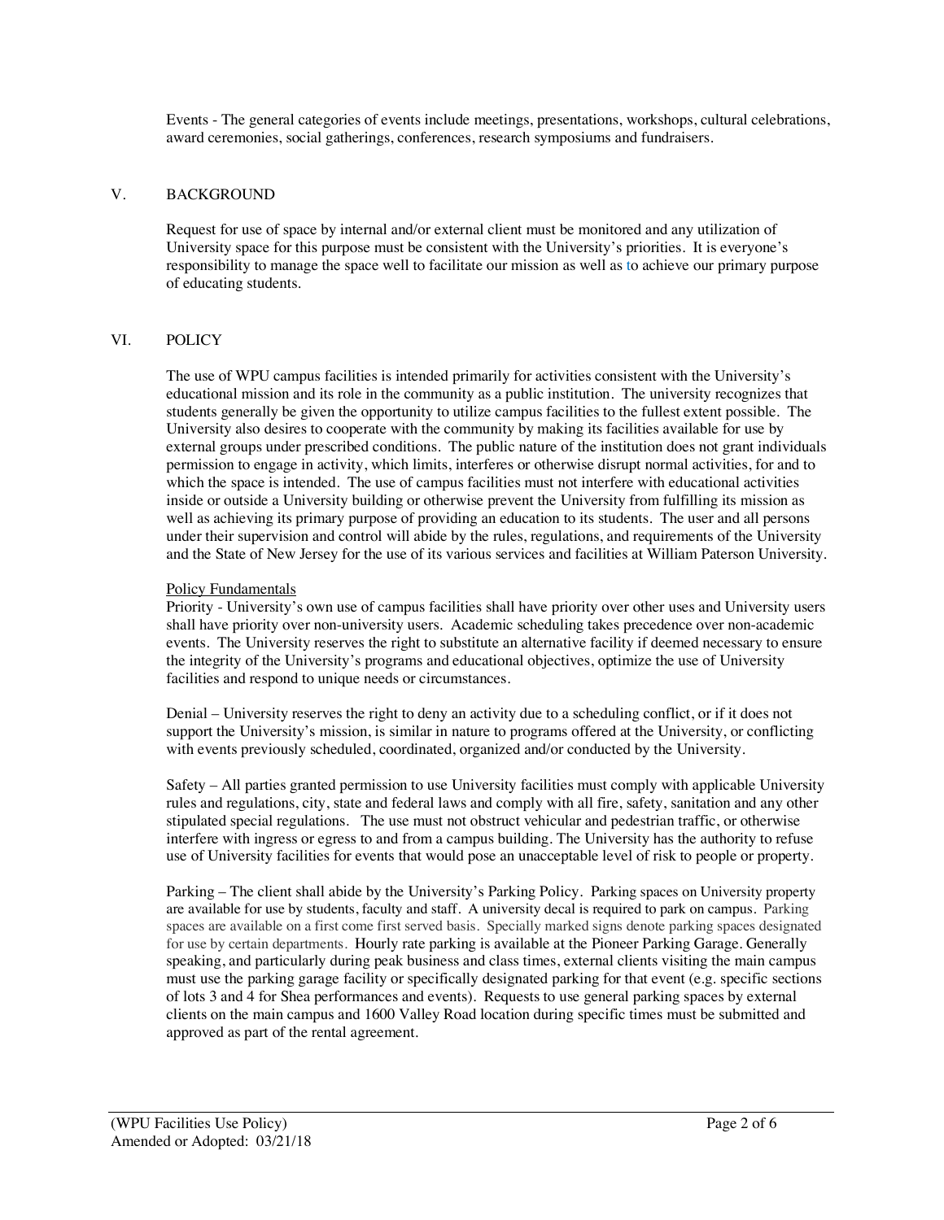Events - The general categories of events include meetings, presentations, workshops, cultural celebrations, award ceremonies, social gatherings, conferences, research symposiums and fundraisers.

## V. BACKGROUND

Request for use of space by internal and/or external client must be monitored and any utilization of University space for this purpose must be consistent with the University's priorities. It is everyone's responsibility to manage the space well to facilitate our mission as well as to achieve our primary purpose of educating students.

## VI. POLICY

The use of WPU campus facilities is intended primarily for activities consistent with the University's educational mission and its role in the community as a public institution. The university recognizes that students generally be given the opportunity to utilize campus facilities to the fullest extent possible. The University also desires to cooperate with the community by making its facilities available for use by external groups under prescribed conditions. The public nature of the institution does not grant individuals permission to engage in activity, which limits, interferes or otherwise disrupt normal activities, for and to which the space is intended. The use of campus facilities must not interfere with educational activities inside or outside a University building or otherwise prevent the University from fulfilling its mission as well as achieving its primary purpose of providing an education to its students. The user and all persons under their supervision and control will abide by the rules, regulations, and requirements of the University and the State of New Jersey for the use of its various services and facilities at William Paterson University.

Policy Fundamentals

Priority - University's own use of campus facilities shall have priority over other uses and University users shall have priority over non-university users. Academic scheduling takes precedence over non-academic events. The University reserves the right to substitute an alternative facility if deemed necessary to ensure the integrity of the University's programs and educational objectives, optimize the use of University facilities and respond to unique needs or circumstances.

Denial – University reserves the right to deny an activity due to a scheduling conflict, or if it does not support the University's mission, is similar in nature to programs offered at the University, or conflicting with events previously scheduled, coordinated, organized and/or conducted by the University.

Safety – All parties granted permission to use University facilities must comply with applicable University rules and regulations, city, state and federal laws and comply with all fire, safety, sanitation and any other stipulated special regulations. The use must not obstruct vehicular and pedestrian traffic, or otherwise interfere with ingress or egress to and from a campus building. The University has the authority to refuse use of University facilities for events that would pose an unacceptable level of risk to people or property.

Parking – The client shall abide by the University's Parking Policy. Parking spaces on University property are available for use by students, faculty and staff. A university decal is required to park on campus. Parking spaces are available on a first come first served basis. Specially marked signs denote parking spaces designated for use by certain departments. Hourly rate parking is available at the Pioneer Parking Garage. Generally speaking, and particularly during peak business and class times, external clients visiting the main campus must use the parking garage facility or specifically designated parking for that event (e.g. specific sections of lots 3 and 4 for Shea performances and events). Requests to use general parking spaces by external clients on the main campus and 1600 Valley Road location during specific times must be submitted and approved as part of the rental agreement.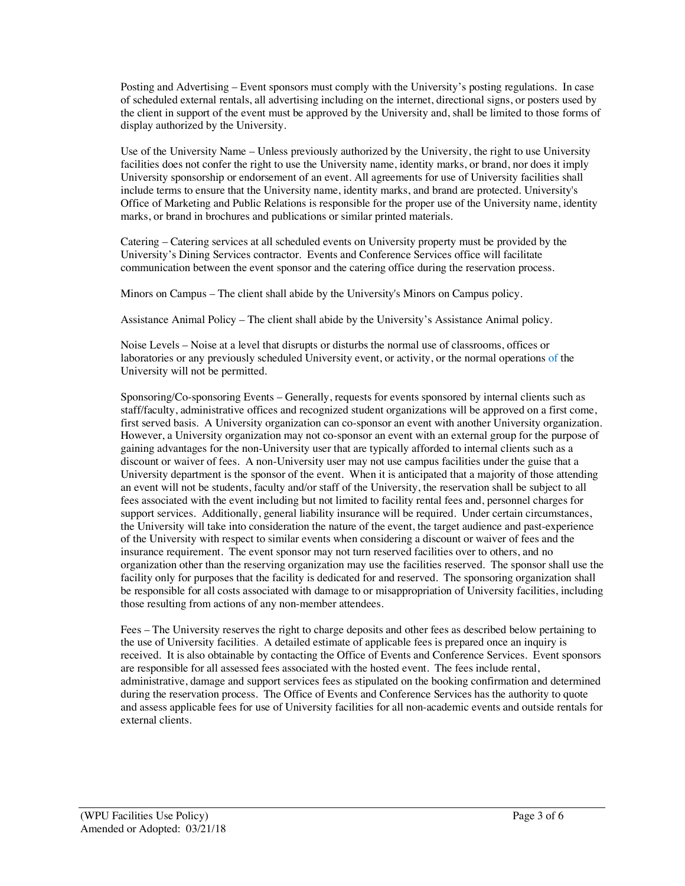Posting and Advertising – Event sponsors must comply with the University's posting regulations. In case of scheduled external rentals, all advertising including on the internet, directional signs, or posters used by the client in support of the event must be approved by the University and, shall be limited to those forms of display authorized by the University.

Use of the University Name – Unless previously authorized by the University, the right to use University facilities does not confer the right to use the University name, identity marks, or brand, nor does it imply University sponsorship or endorsement of an event. All agreements for use of University facilities shall include terms to ensure that the University name, identity marks, and brand are protected. University's Office of Marketing and Public Relations is responsible for the proper use of the University name, identity marks, or brand in brochures and publications or similar printed materials.

Catering – Catering services at all scheduled events on University property must be provided by the University's Dining Services contractor. Events and Conference Services office will facilitate communication between the event sponsor and the catering office during the reservation process.

Minors on Campus – The client shall abide by the University's Minors on Campus policy.

Assistance Animal Policy – The client shall abide by the University's Assistance Animal policy.

Noise Levels – Noise at a level that disrupts or disturbs the normal use of classrooms, offices or laboratories or any previously scheduled University event, or activity, or the normal operations of the University will not be permitted.

Sponsoring/Co-sponsoring Events – Generally, requests for events sponsored by internal clients such as staff/faculty, administrative offices and recognized student organizations will be approved on a first come, first served basis. A University organization can co-sponsor an event with another University organization. However, a University organization may not co-sponsor an event with an external group for the purpose of gaining advantages for the non-University user that are typically afforded to internal clients such as a discount or waiver of fees. A non-University user may not use campus facilities under the guise that a University department is the sponsor of the event. When it is anticipated that a majority of those attending an event will not be students, faculty and/or staff of the University, the reservation shall be subject to all fees associated with the event including but not limited to facility rental fees and, personnel charges for support services. Additionally, general liability insurance will be required. Under certain circumstances, the University will take into consideration the nature of the event, the target audience and past-experience of the University with respect to similar events when considering a discount or waiver of fees and the insurance requirement. The event sponsor may not turn reserved facilities over to others, and no organization other than the reserving organization may use the facilities reserved. The sponsor shall use the facility only for purposes that the facility is dedicated for and reserved. The sponsoring organization shall be responsible for all costs associated with damage to or misappropriation of University facilities, including those resulting from actions of any non-member attendees.

Fees – The University reserves the right to charge deposits and other fees as described below pertaining to the use of University facilities. A detailed estimate of applicable fees is prepared once an inquiry is received. It is also obtainable by contacting the Office of Events and Conference Services. Event sponsors are responsible for all assessed fees associated with the hosted event. The fees include rental, administrative, damage and support services fees as stipulated on the booking confirmation and determined during the reservation process. The Office of Events and Conference Services has the authority to quote and assess applicable fees for use of University facilities for all non-academic events and outside rentals for external clients.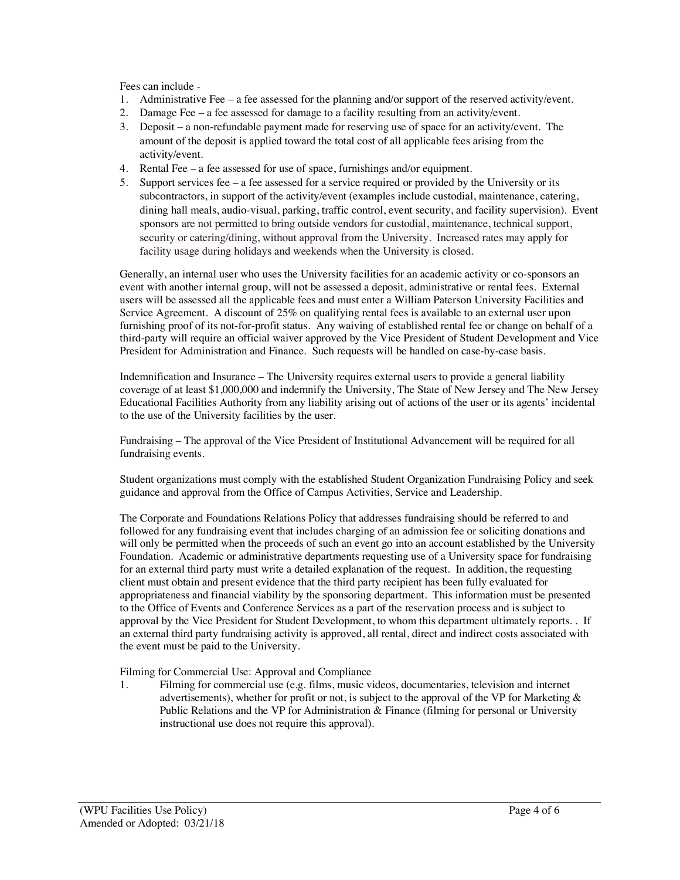Fees can include -

1. Administrative Fee – a fee assessed for the planning and/or support of the reserved activity/event.
2. Damage Fee – a fee assessed for damage to a facility resulting from an activity/event.
3. Deposit – a non-refundable payment made for reserving use of space for an activity/event. The amount of the deposit is applied toward the total cost of all applicable fees arising from the activity/event.
4. Rental Fee – a fee assessed for use of space, furnishings and/or equipment.
5. Support services fee – a fee assessed for a service required or provided by the University or its subcontractors, in support of the activity/event (examples include custodial, maintenance, catering, dining hall meals, audio-visual, parking, traffic control, event security, and facility supervision). Event sponsors are not permitted to bring outside vendors for custodial, maintenance, technical support, security or catering/dining, without approval from the University. Increased rates may apply for facility usage during holidays and weekends when the University is closed.

Generally, an internal user who uses the University facilities for an academic activity or co-sponsors an event with another internal group, will not be assessed a deposit, administrative or rental fees. External users will be assessed all the applicable fees and must enter a William Paterson University Facilities and Service Agreement. A discount of 25% on qualifying rental fees is available to an external user upon furnishing proof of its not-for-profit status. Any waiving of established rental fee or change on behalf of a third-party will require an official waiver approved by the Vice President of Student Development and Vice President for Administration and Finance. Such requests will be handled on case-by-case basis.

Indemnification and Insurance – The University requires external users to provide a general liability coverage of at least $1,000,000 and indemnify the University, The State of New Jersey and The New Jersey Educational Facilities Authority from any liability arising out of actions of the user or its agents' incidental to the use of the University facilities by the user.

Fundraising – The approval of the Vice President of Institutional Advancement will be required for all fundraising events.

Student organizations must comply with the established Student Organization Fundraising Policy and seek guidance and approval from the Office of Campus Activities, Service and Leadership.

The Corporate and Foundations Relations Policy that addresses fundraising should be referred to and followed for any fundraising event that includes charging of an admission fee or soliciting donations and will only be permitted when the proceeds of such an event go into an account established by the University Foundation. Academic or administrative departments requesting use of a University space for fundraising for an external third party must write a detailed explanation of the request. In addition, the requesting client must obtain and present evidence that the third party recipient has been fully evaluated for appropriateness and financial viability by the sponsoring department. This information must be presented to the Office of Events and Conference Services as a part of the reservation process and is subject to approval by the Vice President for Student Development, to whom this department ultimately reports. . If an external third party fundraising activity is approved, all rental, direct and indirect costs associated with the event must be paid to the University.

Filming for Commercial Use: Approval and Compliance

1. Filming for commercial use (e.g. films, music videos, documentaries, television and internet advertisements), whether for profit or not, is subject to the approval of the VP for Marketing & Public Relations and the VP for Administration & Finance (filming for personal or University instructional use does not require this approval).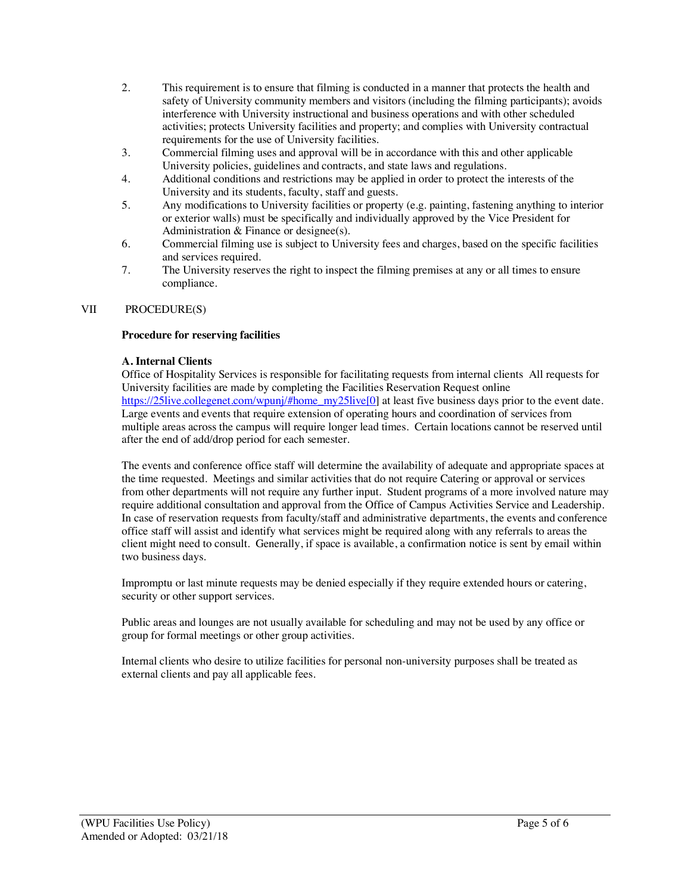2. This requirement is to ensure that filming is conducted in a manner that protects the health and safety of University community members and visitors (including the filming participants); avoids interference with University instructional and business operations and with other scheduled activities; protects University facilities and property; and complies with University contractual requirements for the use of University facilities.
3. Commercial filming uses and approval will be in accordance with this and other applicable University policies, guidelines and contracts, and state laws and regulations.
4. Additional conditions and restrictions may be applied in order to protect the interests of the University and its students, faculty, staff and guests.
5. Any modifications to University facilities or property (e.g. painting, fastening anything to interior or exterior walls) must be specifically and individually approved by the Vice President for Administration & Finance or designee(s).
6. Commercial filming use is subject to University fees and charges, based on the specific facilities and services required.
7. The University reserves the right to inspect the filming premises at any or all times to ensure compliance.

## VII PROCEDURE(S)

**Procedure for reserving facilities**

**A. Internal Clients**

Office of Hospitality Services is responsible for facilitating requests from internal clients All requests for University facilities are made by completing the Facilities Reservation Request online https://25live.collegenet.com/wpunj/#home_my25live[0] at least five business days prior to the event date. Large events and events that require extension of operating hours and coordination of services from multiple areas across the campus will require longer lead times. Certain locations cannot be reserved until after the end of add/drop period for each semester.

The events and conference office staff will determine the availability of adequate and appropriate spaces at the time requested. Meetings and similar activities that do not require Catering or approval or services from other departments will not require any further input. Student programs of a more involved nature may require additional consultation and approval from the Office of Campus Activities Service and Leadership. In case of reservation requests from faculty/staff and administrative departments, the events and conference office staff will assist and identify what services might be required along with any referrals to areas the client might need to consult. Generally, if space is available, a confirmation notice is sent by email within two business days.

Impromptu or last minute requests may be denied especially if they require extended hours or catering, security or other support services.

Public areas and lounges are not usually available for scheduling and may not be used by any office or group for formal meetings or other group activities.

Internal clients who desire to utilize facilities for personal non-university purposes shall be treated as external clients and pay all applicable fees.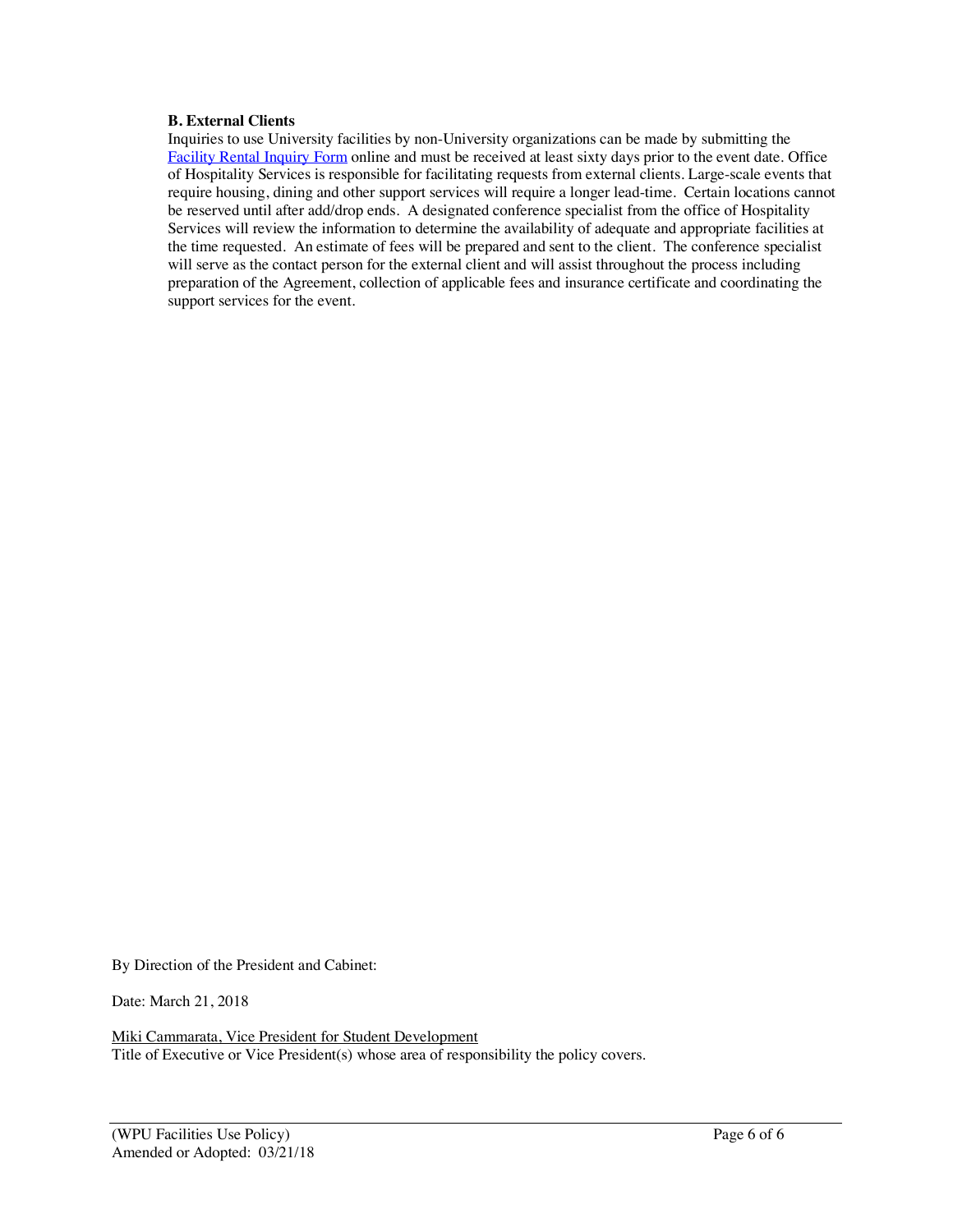**B. External Clients**

Inquiries to use University facilities by non-University organizations can be made by submitting the Facility Rental Inquiry Form online and must be received at least sixty days prior to the event date. Office of Hospitality Services is responsible for facilitating requests from external clients. Large-scale events that require housing, dining and other support services will require a longer lead-time. Certain locations cannot be reserved until after add/drop ends. A designated conference specialist from the office of Hospitality Services will review the information to determine the availability of adequate and appropriate facilities at the time requested. An estimate of fees will be prepared and sent to the client. The conference specialist will serve as the contact person for the external client and will assist throughout the process including preparation of the Agreement, collection of applicable fees and insurance certificate and coordinating the support services for the event.

By Direction of the President and Cabinet:

Date: March 21, 2018

Miki Cammarata, Vice President for Student Development
Title of Executive or Vice President(s) whose area of responsibility the policy covers.

(WPU Facilities Use Policy)
Amended or Adopted: 03/21/18